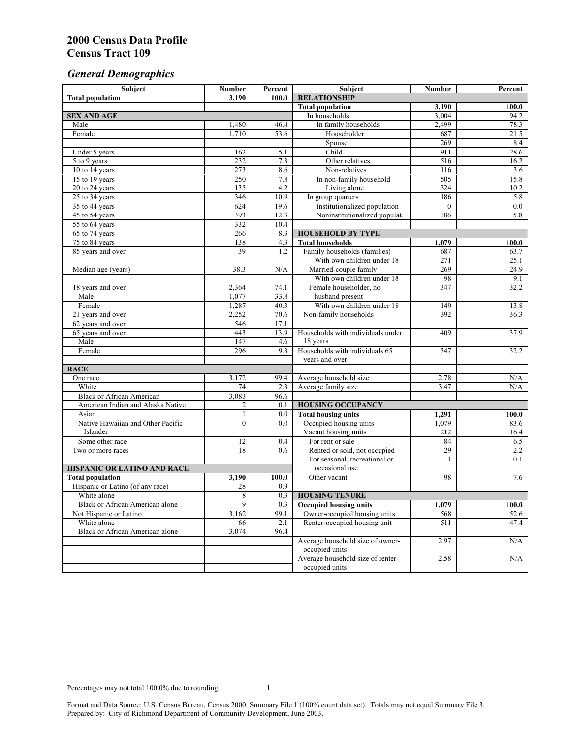# 2000 Census Data Profile
# Census Tract 109

## *General Demographics*

| Subject | Number | Percent | Subject | Number | Percent |
|---|---|---|---|---|---|
| **Total population** | **3,190** | **100.0** | **RELATIONSHIP** | | |
| | | | **Total population** | **3,190** | **100.0** |
| **SEX AND AGE** | | | In households | 3,004 | 94.2 |
| Male | 1,480 | 46.4 | In family households | 2,499 | 78.3 |
| Female | 1,710 | 53.6 | Householder | 687 | 21.5 |
| | | | Spouse | 269 | 8.4 |
| Under 5 years | 162 | 5.1 | Child | 911 | 28.6 |
| 5 to 9 years | 232 | 7.3 | Other relatives | 516 | 16.2 |
| 10 to 14 years | 273 | 8.6 | Non-relatives | 116 | 3.6 |
| 15 to 19 years | 250 | 7.8 | In non-family household | 505 | 15.8 |
| 20 to 24 years | 135 | 4.2 | Living alone | 324 | 10.2 |
| 25 to 34 years | 346 | 10.9 | In group quarters | 186 | 5.8 |
| 35 to 44 years | 624 | 19.6 | Institutionalized population | 0 | 0.0 |
| 45 to 54 years | 393 | 12.3 | Noninstitutionalized populat. | 186 | 5.8 |
| 55 to 64 years | 332 | 10.4 | | | |
| 65 to 74 years | 266 | 8.3 | **HOUSEHOLD BY TYPE** | | |
| 75 to 84 years | 138 | 4.3 | **Total households** | **1,079** | **100.0** |
| 85 years and over | 39 | 1.2 | Family households (families) | 687 | 63.7 |
| | | | With own children under 18 | 271 | 25.1 |
| Median age (years) | 38.3 | N/A | Married-couple family | 269 | 24.9 |
| | | | With own children under 18 | 98 | 9.1 |
| 18 years and over | 2,364 | 74.1 | Female householder, no husband present | 347 | 32.2 |
| Male | 1,077 | 33.8 | | | |
| Female | 1,287 | 40.3 | With own children under 18 | 149 | 13.8 |
| 21 years and over | 2,252 | 70.6 | Non-family households | 392 | 36.3 |
| 62 years and over | 546 | 17.1 | | | |
| 65 years and over | 443 | 13.9 | Households with individuals under 18 years | 409 | 37.9 |
| Male | 147 | 4.6 | | | |
| Female | 296 | 9.3 | Households with individuals 65 years and over | 347 | 32.2 |
| **RACE** | | | | | |
| One race | 3,172 | 99.4 | Average household size | 2.78 | N/A |
| White | 74 | 2.3 | Average family size | 3.47 | N/A |
| Black or African American | 3,083 | 96.6 | | | |
| American Indian and Alaska Native | 2 | 0.1 | **HOUSING OCCUPANCY** | | |
| Asian | 1 | 0.0 | **Total housing units** | **1,291** | **100.0** |
| Native Hawaiian and Other Pacific Islander | 0 | 0.0 | Occupied housing units | 1,079 | 83.6 |
| | | | Vacant housing units | 212 | 16.4 |
| Some other race | 12 | 0.4 | For rent or sale | 84 | 6.5 |
| Two or more races | 18 | 0.6 | Rented or sold, not occupied | 29 | 2.2 |
| | | | For seasonal, recreational or occasional use | 1 | 0.1 |
| **HISPANIC OR LATINO AND RACE** | | | | | |
| **Total population** | **3,190** | **100.0** | Other vacant | 98 | 7.6 |
| Hispanic or Latino (of any race) | 28 | 0.9 | | | |
| White alone | 8 | 0.3 | **HOUSING TENURE** | | |
| Black or African American alone | 9 | 0.3 | **Occupied housing units** | **1,079** | **100.0** |
| Not Hispanic or Latino | 3,162 | 99.1 | Owner-occupied housing units | 568 | 52.6 |
| White alone | 66 | 2.1 | Renter-occupied housing unit | 511 | 47.4 |
| Black or African American alone | 3,074 | 96.4 | | | |
| | | | Average household size of owner-occupied units | 2.97 | N/A |
| | | | Average household size of renter-occupied units | 2.58 | N/A |

Percentages may not total 100.0% due to rounding.

Format and Data Source: U.S. Census Bureau, Census 2000, Summary File 1 (100% count data set). Totals may not equal Summary File 3.
Prepared by: City of Richmond Department of Community Development, June 2003.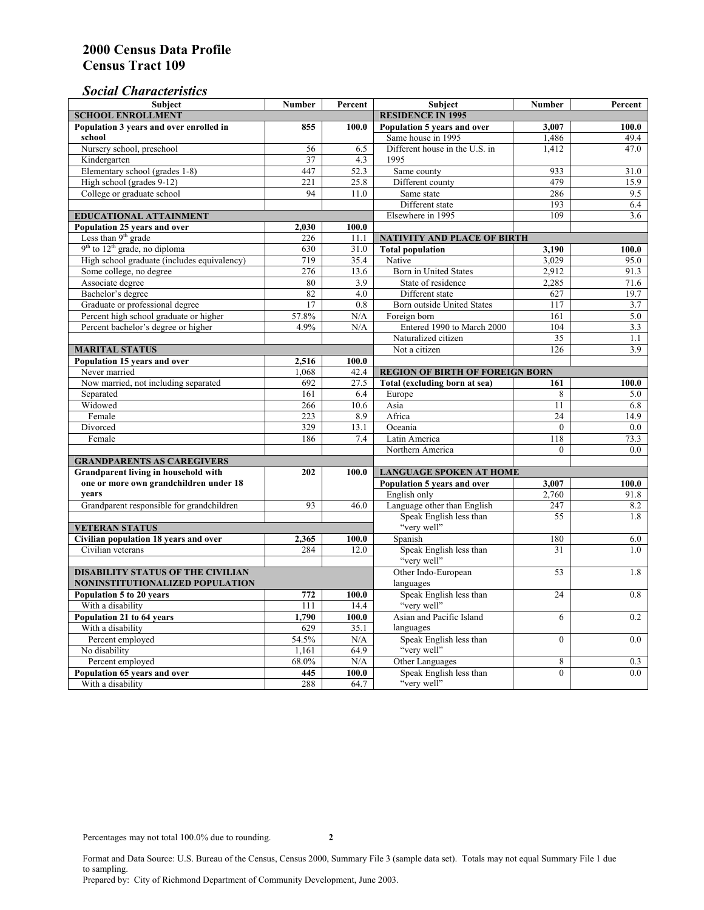## 2000 Census Data Profile
## Census Tract 109

### *Social Characteristics*

| Subject | Number | Percent |
|---|---|---|
| **SCHOOL ENROLLMENT** | | |
| **Population 3 years and over enrolled in school** | **855** | **100.0** |
| Nursery school, preschool | 56 | 6.5 |
| Kindergarten | 37 | 4.3 |
| Elementary school (grades 1-8) | 447 | 52.3 |
| High school (grades 9-12) | 221 | 25.8 |
| College or graduate school | 94 | 11.0 |
| **EDUCATIONAL ATTAINMENT** | | |
| **Population 25 years and over** | **2,030** | **100.0** |
| Less than 9th grade | 226 | 11.1 |
| 9th to 12th grade, no diploma | 630 | 31.0 |
| High school graduate (includes equivalency) | 719 | 35.4 |
| Some college, no degree | 276 | 13.6 |
| Associate degree | 80 | 3.9 |
| Bachelor's degree | 82 | 4.0 |
| Graduate or professional degree | 17 | 0.8 |
| Percent high school graduate or higher | 57.8% | N/A |
| Percent bachelor's degree or higher | 4.9% | N/A |
| **MARITAL STATUS** | | |
| **Population 15 years and over** | **2,516** | **100.0** |
| Never married | 1,068 | 42.4 |
| Now married, not including separated | 692 | 27.5 |
| Separated | 161 | 6.4 |
| Widowed | 266 | 10.6 |
| Female | 223 | 8.9 |
| Divorced | 329 | 13.1 |
| Female | 186 | 7.4 |
| **GRANDPARENTS AS CAREGIVERS** | | |
| **Grandparent living in household with one or more own grandchildren under 18 years** | **202** | **100.0** |
| Grandparent responsible for grandchildren | 93 | 46.0 |
| **VETERAN STATUS** | | |
| **Civilian population 18 years and over** | **2,365** | **100.0** |
| Civilian veterans | 284 | 12.0 |
| **DISABILITY STATUS OF THE CIVILIAN NONINSTITUTIONALIZED POPULATION** | | |
| **Population 5 to 20 years** | **772** | **100.0** |
| With a disability | 111 | 14.4 |
| **Population 21 to 64 years** | **1,790** | **100.0** |
| With a disability | 629 | 35.1 |
| Percent employed | 54.5% | N/A |
| No disability | 1,161 | 64.9 |
| Percent employed | 68.0% | N/A |
| **Population 65 years and over** | **445** | **100.0** |
| With a disability | 288 | 64.7 |

| Subject | Number | Percent |
|---|---|---|
| **RESIDENCE IN 1995** | | |
| **Population 5 years and over** | **3,007** | **100.0** |
| Same house in 1995 | 1,486 | 49.4 |
| Different house in the U.S. in 1995 | 1,412 | 47.0 |
| Same county | 933 | 31.0 |
| Different county | 479 | 15.9 |
| Same state | 286 | 9.5 |
| Different state | 193 | 6.4 |
| Elsewhere in 1995 | 109 | 3.6 |
| **NATIVITY AND PLACE OF BIRTH** | | |
| **Total population** | **3,190** | **100.0** |
| Native | 3,029 | 95.0 |
| Born in United States | 2,912 | 91.3 |
| State of residence | 2,285 | 71.6 |
| Different state | 627 | 19.7 |
| Born outside United States | 117 | 3.7 |
| Foreign born | 161 | 5.0 |
| Entered 1990 to March 2000 | 104 | 3.3 |
| Naturalized citizen | 35 | 1.1 |
| Not a citizen | 126 | 3.9 |
| **REGION OF BIRTH OF FOREIGN BORN** | | |
| **Total (excluding born at sea)** | **161** | **100.0** |
| Europe | 8 | 5.0 |
| Asia | 11 | 6.8 |
| Africa | 24 | 14.9 |
| Oceania | 0 | 0.0 |
| Latin America | 118 | 73.3 |
| Northern America | 0 | 0.0 |
| **LANGUAGE SPOKEN AT HOME** | | |
| **Population 5 years and over** | **3,007** | **100.0** |
| English only | 2,760 | 91.8 |
| Language other than English | 247 | 8.2 |
| Speak English less than "very well" | 55 | 1.8 |
| Spanish | 180 | 6.0 |
| Speak English less than "very well" | 31 | 1.0 |
| Other Indo-European languages | 53 | 1.8 |
| Speak English less than "very well" | 24 | 0.8 |
| Asian and Pacific Island languages | 6 | 0.2 |
| Speak English less than "very well" | 0 | 0.0 |
| Other Languages | 8 | 0.3 |
| Speak English less than "very well" | 0 | 0.0 |

Percentages may not total 100.0% due to rounding.

Format and Data Source: U.S. Bureau of the Census, Census 2000, Summary File 3 (sample data set). Totals may not equal Summary File 1 due to sampling.
Prepared by: City of Richmond Department of Community Development, June 2003.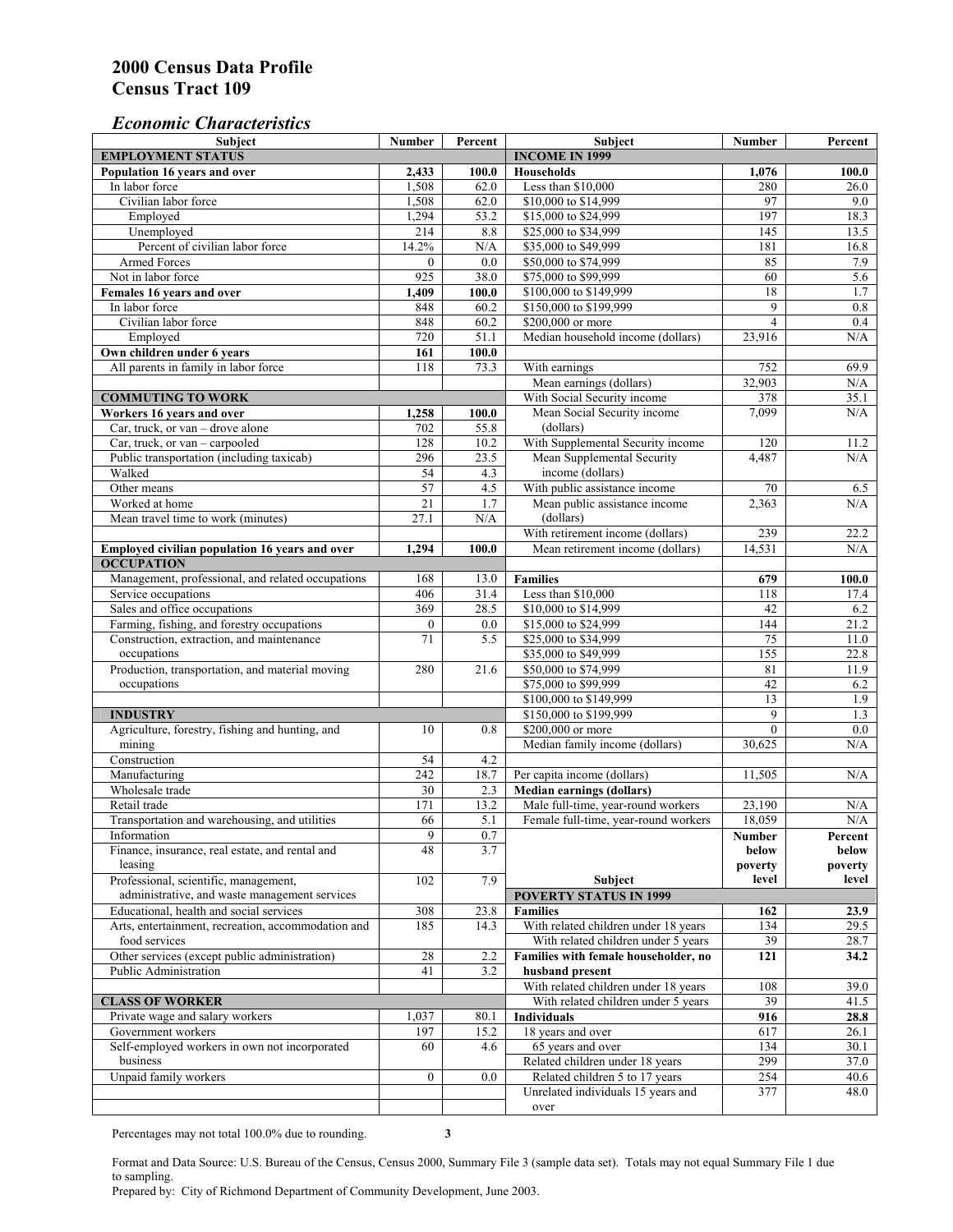# 2000 Census Data Profile
# Census Tract 109

## *Economic Characteristics*

| Subject | Number | Percent |
|---|---|---|
| **EMPLOYMENT STATUS** | | |
| **Population 16 years and over** | **2,433** | **100.0** |
| In labor force | 1,508 | 62.0 |
| Civilian labor force | 1,508 | 62.0 |
| Employed | 1,294 | 53.2 |
| Unemployed | 214 | 8.8 |
| Percent of civilian labor force | 14.2% | N/A |
| Armed Forces | 0 | 0.0 |
| Not in labor force | 925 | 38.0 |
| **Females 16 years and over** | **1,409** | **100.0** |
| In labor force | 848 | 60.2 |
| Civilian labor force | 848 | 60.2 |
| Employed | 720 | 51.1 |
| **Own children under 6 years** | **161** | **100.0** |
| All parents in family in labor force | 118 | 73.3 |
| **COMMUTING TO WORK** | | |
| **Workers 16 years and over** | **1,258** | **100.0** |
| Car, truck, or van – drove alone | 702 | 55.8 |
| Car, truck, or van – carpooled | 128 | 10.2 |
| Public transportation (including taxicab) | 296 | 23.5 |
| Walked | 54 | 4.3 |
| Other means | 57 | 4.5 |
| Worked at home | 21 | 1.7 |
| Mean travel time to work (minutes) | 27.1 | N/A |
| **Employed civilian population 16 years and over** | **1,294** | **100.0** |
| **OCCUPATION** | | |
| Management, professional, and related occupations | 168 | 13.0 |
| Service occupations | 406 | 31.4 |
| Sales and office occupations | 369 | 28.5 |
| Farming, fishing, and forestry occupations | 0 | 0.0 |
| Construction, extraction, and maintenance occupations | 71 | 5.5 |
| Production, transportation, and material moving occupations | 280 | 21.6 |
| **INDUSTRY** | | |
| Agriculture, forestry, fishing and hunting, and mining | 10 | 0.8 |
| Construction | 54 | 4.2 |
| Manufacturing | 242 | 18.7 |
| Wholesale trade | 30 | 2.3 |
| Retail trade | 171 | 13.2 |
| Transportation and warehousing, and utilities | 66 | 5.1 |
| Information | 9 | 0.7 |
| Finance, insurance, real estate, and rental and leasing | 48 | 3.7 |
| Professional, scientific, management, administrative, and waste management services | 102 | 7.9 |
| Educational, health and social services | 308 | 23.8 |
| Arts, entertainment, recreation, accommodation and food services | 185 | 14.3 |
| Other services (except public administration) | 28 | 2.2 |
| Public Administration | 41 | 3.2 |
| **CLASS OF WORKER** | | |
| Private wage and salary workers | 1,037 | 80.1 |
| Government workers | 197 | 15.2 |
| Self-employed workers in own not incorporated business | 60 | 4.6 |
| Unpaid family workers | 0 | 0.0 |

| Subject | Number | Percent |
|---|---|---|
| **INCOME IN 1999** | | |
| **Households** | **1,076** | **100.0** |
| Less than $10,000 | 280 | 26.0 |
| $10,000 to $14,999 | 97 | 9.0 |
| $15,000 to $24,999 | 197 | 18.3 |
| $25,000 to $34,999 | 145 | 13.5 |
| $35,000 to $49,999 | 181 | 16.8 |
| $50,000 to $74,999 | 85 | 7.9 |
| $75,000 to $99,999 | 60 | 5.6 |
| $100,000 to $149,999 | 18 | 1.7 |
| $150,000 to $199,999 | 9 | 0.8 |
| $200,000 or more | 4 | 0.4 |
| Median household income (dollars) | 23,916 | N/A |
| With earnings | 752 | 69.9 |
| Mean earnings (dollars) | 32,903 | N/A |
| With Social Security income | 378 | 35.1 |
| Mean Social Security income (dollars) | 7,099 | N/A |
| With Supplemental Security income | 120 | 11.2 |
| Mean Supplemental Security income (dollars) | 4,487 | N/A |
| With public assistance income | 70 | 6.5 |
| Mean public assistance income (dollars) | 2,363 | N/A |
| With retirement income (dollars) | 239 | 22.2 |
| Mean retirement income (dollars) | 14,531 | N/A |
| **Families** | **679** | **100.0** |
| Less than $10,000 | 118 | 17.4 |
| $10,000 to $14,999 | 42 | 6.2 |
| $15,000 to $24,999 | 144 | 21.2 |
| $25,000 to $34,999 | 75 | 11.0 |
| $35,000 to $49,999 | 155 | 22.8 |
| $50,000 to $74,999 | 81 | 11.9 |
| $75,000 to $99,999 | 42 | 6.2 |
| $100,000 to $149,999 | 13 | 1.9 |
| $150,000 to $199,999 | 9 | 1.3 |
| $200,000 or more | 0 | 0.0 |
| Median family income (dollars) | 30,625 | N/A |
| Per capita income (dollars) | 11,505 | N/A |
| **Median earnings (dollars)** | | |
| Male full-time, year-round workers | 23,190 | N/A |
| Female full-time, year-round workers | 18,059 | N/A |

| Subject | Number below poverty level | Percent below poverty level |
|---|---|---|
| **POVERTY STATUS IN 1999** | | |
| **Families** | **162** | **23.9** |
| With related children under 18 years | 134 | 29.5 |
| With related children under 5 years | 39 | 28.7 |
| **Families with female householder, no husband present** | **121** | **34.2** |
| With related children under 18 years | 108 | 39.0 |
| With related children under 5 years | 39 | 41.5 |
| **Individuals** | **916** | **28.8** |
| 18 years and over | 617 | 26.1 |
| 65 years and over | 134 | 30.1 |
| Related children under 18 years | 299 | 37.0 |
| Related children 5 to 17 years | 254 | 40.6 |
| Unrelated individuals 15 years and over | 377 | 48.0 |

Percentages may not total 100.0% due to rounding.

Format and Data Source: U.S. Bureau of the Census, Census 2000, Summary File 3 (sample data set). Totals may not equal Summary File 1 due to sampling.
Prepared by: City of Richmond Department of Community Development, June 2003.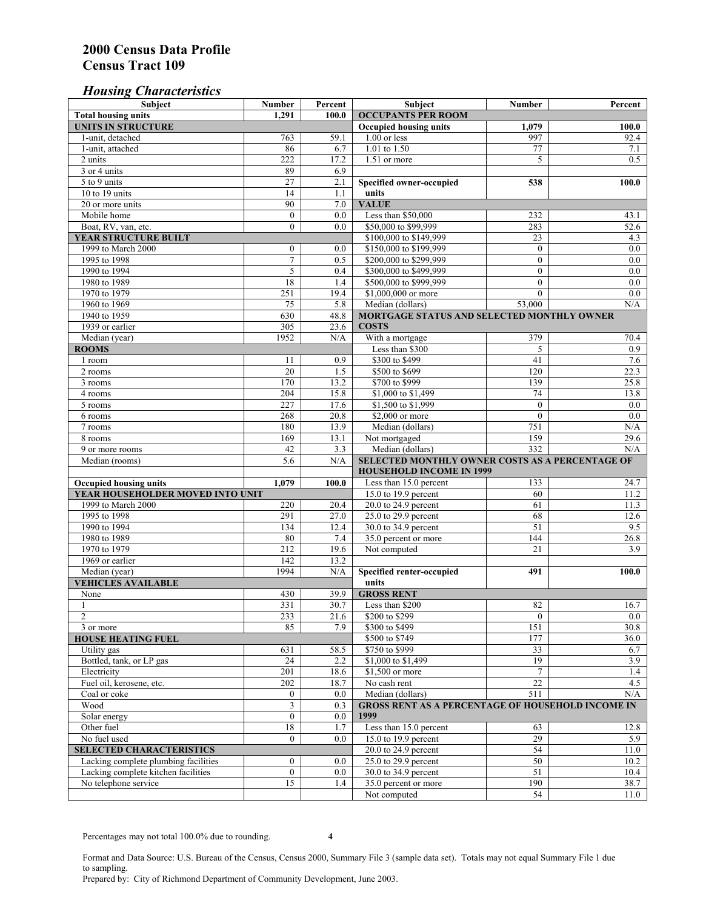# 2000 Census Data Profile
# Census Tract 109

## *Housing Characteristics*

| Subject | Number | Percent | Subject | Number | Percent |
|---|---|---|---|---|---|
| **Total housing units** | **1,291** | **100.0** | **OCCUPANTS PER ROOM** | | |
| **UNITS IN STRUCTURE** | | | **Occupied housing units** | **1,079** | **100.0** |
| 1-unit, detached | 763 | 59.1 | 1.00 or less | 997 | 92.4 |
| 1-unit, attached | 86 | 6.7 | 1.01 to 1.50 | 77 | 7.1 |
| 2 units | 222 | 17.2 | 1.51 or more | 5 | 0.5 |
| 3 or 4 units | 89 | 6.9 | | | |
| 5 to 9 units | 27 | 2.1 | **Specified owner-occupied units** | **538** | **100.0** |
| 10 to 19 units | 14 | 1.1 | | | |
| 20 or more units | 90 | 7.0 | **VALUE** | | |
| Mobile home | 0 | 0.0 | Less than $50,000 | 232 | 43.1 |
| Boat, RV, van, etc. | 0 | 0.0 | $50,000 to $99,999 | 283 | 52.6 |
| **YEAR STRUCTURE BUILT** | | | $100,000 to $149,999 | 23 | 4.3 |
| 1999 to March 2000 | 0 | 0.0 | $150,000 to $199,999 | 0 | 0.0 |
| 1995 to 1998 | 7 | 0.5 | $200,000 to $299,999 | 0 | 0.0 |
| 1990 to 1994 | 5 | 0.4 | $300,000 to $499,999 | 0 | 0.0 |
| 1980 to 1989 | 18 | 1.4 | $500,000 to $999,999 | 0 | 0.0 |
| 1970 to 1979 | 251 | 19.4 | $1,000,000 or more | 0 | 0.0 |
| 1960 to 1969 | 75 | 5.8 | Median (dollars) | 53,000 | N/A |
| 1940 to 1959 | 630 | 48.8 | **MORTGAGE STATUS AND SELECTED MONTHLY OWNER COSTS** | | |
| 1939 or earlier | 305 | 23.6 | | | |
| Median (year) | 1952 | N/A | With a mortgage | 379 | 70.4 |
| **ROOMS** | | | Less than $300 | 5 | 0.9 |
| 1 room | 11 | 0.9 | $300 to $499 | 41 | 7.6 |
| 2 rooms | 20 | 1.5 | $500 to $699 | 120 | 22.3 |
| 3 rooms | 170 | 13.2 | $700 to $999 | 139 | 25.8 |
| 4 rooms | 204 | 15.8 | $1,000 to $1,499 | 74 | 13.8 |
| 5 rooms | 227 | 17.6 | $1,500 to $1,999 | 0 | 0.0 |
| 6 rooms | 268 | 20.8 | $2,000 or more | 0 | 0.0 |
| 7 rooms | 180 | 13.9 | Median (dollars) | 751 | N/A |
| 8 rooms | 169 | 13.1 | Not mortgaged | 159 | 29.6 |
| 9 or more rooms | 42 | 3.3 | Median (dollars) | 332 | N/A |
| Median (rooms) | 5.6 | N/A | **SELECTED MONTHLY OWNER COSTS AS A PERCENTAGE OF HOUSEHOLD INCOME IN 1999** | | |
| | | | | | |
| **Occupied housing units** | **1,079** | **100.0** | Less than 15.0 percent | 133 | 24.7 |
| **YEAR HOUSEHOLDER MOVED INTO UNIT** | | | 15.0 to 19.9 percent | 60 | 11.2 |
| 1999 to March 2000 | 220 | 20.4 | 20.0 to 24.9 percent | 61 | 11.3 |
| 1995 to 1998 | 291 | 27.0 | 25.0 to 29.9 percent | 68 | 12.6 |
| 1990 to 1994 | 134 | 12.4 | 30.0 to 34.9 percent | 51 | 9.5 |
| 1980 to 1989 | 80 | 7.4 | 35.0 percent or more | 144 | 26.8 |
| 1970 to 1979 | 212 | 19.6 | Not computed | 21 | 3.9 |
| 1969 or earlier | 142 | 13.2 | | | |
| Median (year) | 1994 | N/A | **Specified renter-occupied units** | **491** | **100.0** |
| **VEHICLES AVAILABLE** | | | | | |
| None | 430 | 39.9 | **GROSS RENT** | | |
| 1 | 331 | 30.7 | Less than $200 | 82 | 16.7 |
| 2 | 233 | 21.6 | $200 to $299 | 0 | 0.0 |
| 3 or more | 85 | 7.9 | $300 to $499 | 151 | 30.8 |
| **HOUSE HEATING FUEL** | | | $500 to $749 | 177 | 36.0 |
| Utility gas | 631 | 58.5 | $750 to $999 | 33 | 6.7 |
| Bottled, tank, or LP gas | 24 | 2.2 | $1,000 to $1,499 | 19 | 3.9 |
| Electricity | 201 | 18.6 | $1,500 or more | 7 | 1.4 |
| Fuel oil, kerosene, etc. | 202 | 18.7 | No cash rent | 22 | 4.5 |
| Coal or coke | 0 | 0.0 | Median (dollars) | 511 | N/A |
| Wood | 3 | 0.3 | **GROSS RENT AS A PERCENTAGE OF HOUSEHOLD INCOME IN 1999** | | |
| Solar energy | 0 | 0.0 | | | |
| Other fuel | 18 | 1.7 | Less than 15.0 percent | 63 | 12.8 |
| No fuel used | 0 | 0.0 | 15.0 to 19.9 percent | 29 | 5.9 |
| **SELECTED CHARACTERISTICS** | | | 20.0 to 24.9 percent | 54 | 11.0 |
| Lacking complete plumbing facilities | 0 | 0.0 | 25.0 to 29.9 percent | 50 | 10.2 |
| Lacking complete kitchen facilities | 0 | 0.0 | 30.0 to 34.9 percent | 51 | 10.4 |
| No telephone service | 15 | 1.4 | 35.0 percent or more | 190 | 38.7 |
| | | | Not computed | 54 | 11.0 |

Percentages may not total 100.0% due to rounding.

Format and Data Source: U.S. Bureau of the Census, Census 2000, Summary File 3 (sample data set). Totals may not equal Summary File 1 due to sampling.
Prepared by: City of Richmond Department of Community Development, June 2003.